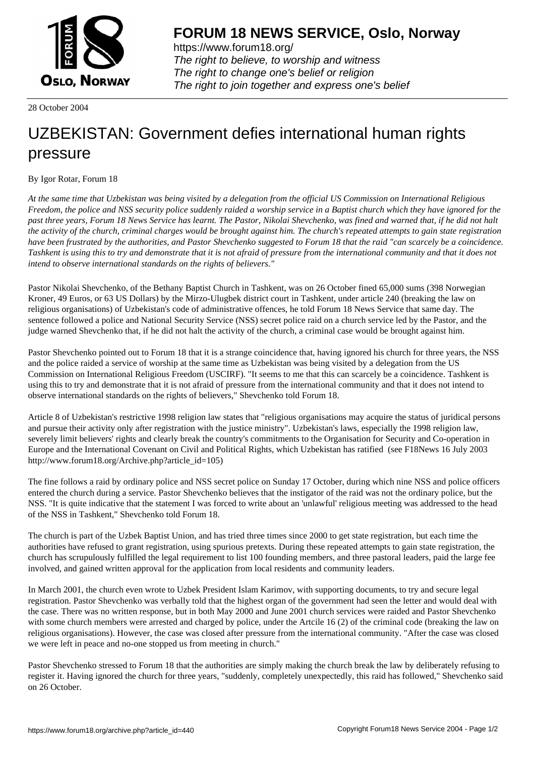**FORUM 18 NEWS SERVICE, Oslo, Norway**

https://www.forum18.org/
*The right to believe, to worship and witness*
*The right to change one's belief or religion*
*The right to join together and express one's belief*

28 October 2004

# UZBEKISTAN: Government defies international human rights pressure

By Igor Rotar, Forum 18

*At the same time that Uzbekistan was being visited by a delegation from the official US Commission on International Religious Freedom, the police and NSS security police suddenly raided a worship service in a Baptist church which they have ignored for the past three years, Forum 18 News Service has learnt. The Pastor, Nikolai Shevchenko, was fined and warned that, if he did not halt the activity of the church, criminal charges would be brought against him. The church's repeated attempts to gain state registration have been frustrated by the authorities, and Pastor Shevchenko suggested to Forum 18 that the raid "can scarcely be a coincidence. Tashkent is using this to try and demonstrate that it is not afraid of pressure from the international community and that it does not intend to observe international standards on the rights of believers."*

Pastor Nikolai Shevchenko, of the Bethany Baptist Church in Tashkent, was on 26 October fined 65,000 sums (398 Norwegian Kroner, 49 Euros, or 63 US Dollars) by the Mirzo-Ulugbek district court in Tashkent, under article 240 (breaking the law on religious organisations) of Uzbekistan's code of administrative offences, he told Forum 18 News Service that same day. The sentence followed a police and National Security Service (NSS) secret police raid on a church service led by the Pastor, and the judge warned Shevchenko that, if he did not halt the activity of the church, a criminal case would be brought against him.

Pastor Shevchenko pointed out to Forum 18 that it is a strange coincidence that, having ignored his church for three years, the NSS and the police raided a service of worship at the same time as Uzbekistan was being visited by a delegation from the US Commission on International Religious Freedom (USCIRF). "It seems to me that this can scarcely be a coincidence. Tashkent is using this to try and demonstrate that it is not afraid of pressure from the international community and that it does not intend to observe international standards on the rights of believers," Shevchenko told Forum 18.

Article 8 of Uzbekistan's restrictive 1998 religion law states that "religious organisations may acquire the status of juridical persons and pursue their activity only after registration with the justice ministry". Uzbekistan's laws, especially the 1998 religion law, severely limit believers' rights and clearly break the country's commitments to the Organisation for Security and Co-operation in Europe and the International Covenant on Civil and Political Rights, which Uzbekistan has ratified (see F18News 16 July 2003 http://www.forum18.org/Archive.php?article_id=105)

The fine follows a raid by ordinary police and NSS secret police on Sunday 17 October, during which nine NSS and police officers entered the church during a service. Pastor Shevchenko believes that the instigator of the raid was not the ordinary police, but the NSS. "It is quite indicative that the statement I was forced to write about an 'unlawful' religious meeting was addressed to the head of the NSS in Tashkent," Shevchenko told Forum 18.

The church is part of the Uzbek Baptist Union, and has tried three times since 2000 to get state registration, but each time the authorities have refused to grant registration, using spurious pretexts. During these repeated attempts to gain state registration, the church has scrupulously fulfilled the legal requirement to list 100 founding members, and three pastoral leaders, paid the large fee involved, and gained written approval for the application from local residents and community leaders.

In March 2001, the church even wrote to Uzbek President Islam Karimov, with supporting documents, to try and secure legal registration. Pastor Shevchenko was verbally told that the highest organ of the government had seen the letter and would deal with the case. There was no written response, but in both May 2000 and June 2001 church services were raided and Pastor Shevchenko with some church members were arrested and charged by police, under the Artcile 16 (2) of the criminal code (breaking the law on religious organisations). However, the case was closed after pressure from the international community. "After the case was closed we were left in peace and no-one stopped us from meeting in church."

Pastor Shevchenko stressed to Forum 18 that the authorities are simply making the church break the law by deliberately refusing to register it. Having ignored the church for three years, "suddenly, completely unexpectedly, this raid has followed," Shevchenko said on 26 October.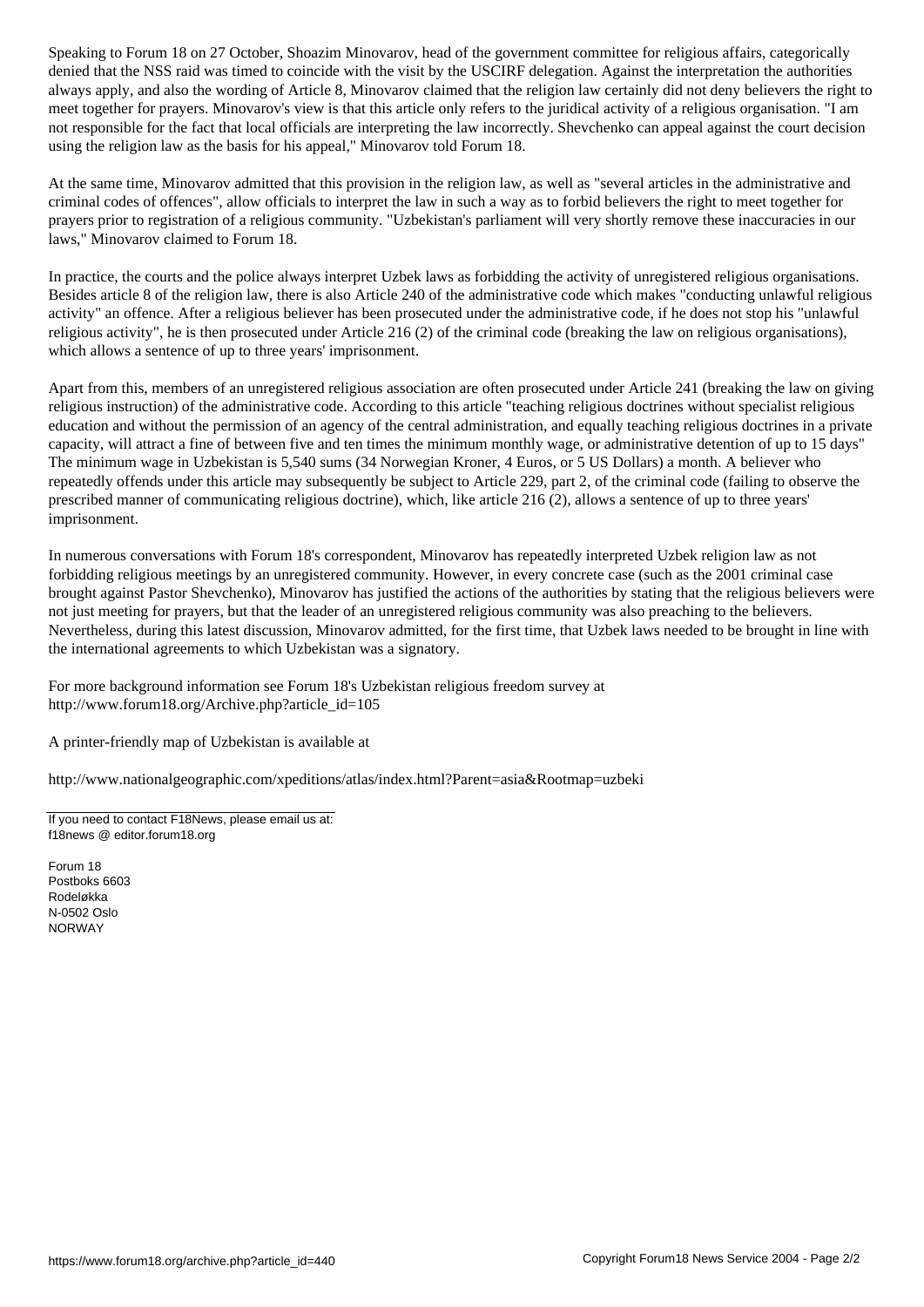Speaking to Forum 18 on 27 October, Shoazim Minovarov, head of the government committee for religious affairs, categorically denied that the NSS raid was timed to coincide with the visit by the USCIRF delegation. Against the interpretation the authorities always apply, and also the wording of Article 8, Minovarov claimed that the religion law certainly did not deny believers the right to meet together for prayers. Minovarov's view is that this article only refers to the juridical activity of a religious organisation. "I am not responsible for the fact that local officials are interpreting the law incorrectly. Shevchenko can appeal against the court decision using the religion law as the basis for his appeal," Minovarov told Forum 18.

At the same time, Minovarov admitted that this provision in the religion law, as well as "several articles in the administrative and criminal codes of offences", allow officials to interpret the law in such a way as to forbid believers the right to meet together for prayers prior to registration of a religious community. "Uzbekistan's parliament will very shortly remove these inaccuracies in our laws," Minovarov claimed to Forum 18.

In practice, the courts and the police always interpret Uzbek laws as forbidding the activity of unregistered religious organisations. Besides article 8 of the religion law, there is also Article 240 of the administrative code which makes "conducting unlawful religious activity" an offence. After a religious believer has been prosecuted under the administrative code, if he does not stop his "unlawful religious activity", he is then prosecuted under Article 216 (2) of the criminal code (breaking the law on religious organisations), which allows a sentence of up to three years' imprisonment.

Apart from this, members of an unregistered religious association are often prosecuted under Article 241 (breaking the law on giving religious instruction) of the administrative code. According to this article "teaching religious doctrines without specialist religious education and without the permission of an agency of the central administration, and equally teaching religious doctrines in a private capacity, will attract a fine of between five and ten times the minimum monthly wage, or administrative detention of up to 15 days" The minimum wage in Uzbekistan is 5,540 sums (34 Norwegian Kroner, 4 Euros, or 5 US Dollars) a month. A believer who repeatedly offends under this article may subsequently be subject to Article 229, part 2, of the criminal code (failing to observe the prescribed manner of communicating religious doctrine), which, like article 216 (2), allows a sentence of up to three years' imprisonment.

In numerous conversations with Forum 18's correspondent, Minovarov has repeatedly interpreted Uzbek religion law as not forbidding religious meetings by an unregistered community. However, in every concrete case (such as the 2001 criminal case brought against Pastor Shevchenko), Minovarov has justified the actions of the authorities by stating that the religious believers were not just meeting for prayers, but that the leader of an unregistered religious community was also preaching to the believers. Nevertheless, during this latest discussion, Minovarov admitted, for the first time, that Uzbek laws needed to be brought in line with the international agreements to which Uzbekistan was a signatory.

For more background information see Forum 18's Uzbekistan religious freedom survey at http://www.forum18.org/Archive.php?article_id=105

A printer-friendly map of Uzbekistan is available at

http://www.nationalgeographic.com/xpeditions/atlas/index.html?Parent=asia&Rootmap=uzbeki

---

If you need to contact F18News, please email us at:
f18news @ editor.forum18.org

Forum 18
Postboks 6603
Rodeløkka
N-0502 Oslo
NORWAY